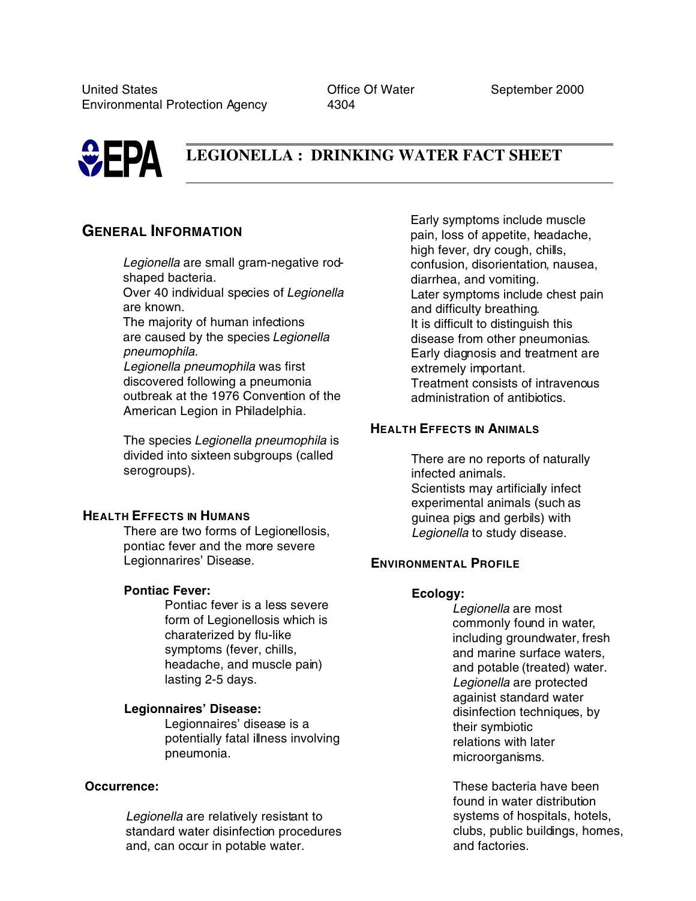United States Environmental Protection Agency

Office Of Water 4304

September 2000

# LEGIONELLA : DRINKING WATER FACT SHEET

## GENERAL INFORMATION

*Legionella* are small gram-negative rod-shaped bacteria.
Over 40 individual species of *Legionella* are known.
The majority of human infections are caused by the species *Legionella pneumophila*.
*Legionella pneumophila* was first discovered following a pneumonia outbreak at the 1976 Convention of the American Legion in Philadelphia.

The species *Legionella pneumophila* is divided into sixteen subgroups (called serogroups).

## HEALTH EFFECTS IN HUMANS

There are two forms of Legionellosis, pontiac fever and the more severe Legionnarires' Disease.

**Pontiac Fever:**

Pontiac fever is a less severe form of Legionellosis which is charaterized by flu-like symptoms (fever, chills, headache, and muscle pain) lasting 2-5 days.

**Legionnaires' Disease:**

Legionnaires' disease is a potentially fatal illness involving pneumonia.

**Occurrence:**

*Legionella* are relatively resistant to standard water disinfection procedures and, can occur in potable water.

Early symptoms include muscle pain, loss of appetite, headache, high fever, dry cough, chills, confusion, disorientation, nausea, diarrhea, and vomiting.
Later symptoms include chest pain and difficulty breathing.
It is difficult to distinguish this disease from other pneumonias.
Early diagnosis and treatment are extremely important.
Treatment consists of intravenous administration of antibiotics.

## HEALTH EFFECTS IN ANIMALS

There are no reports of naturally infected animals.
Scientists may artificially infect experimental animals (such as guinea pigs and gerbils) with *Legionella* to study disease.

## ENVIRONMENTAL PROFILE

**Ecology:**

*Legionella* are most commonly found in water, including groundwater, fresh and marine surface waters, and potable (treated) water.
*Legionella* are protected againist standard water disinfection techniques, by their symbiotic relations with later microorganisms.

These bacteria have been found in water distribution systems of hospitals, hotels, clubs, public buildings, homes, and factories.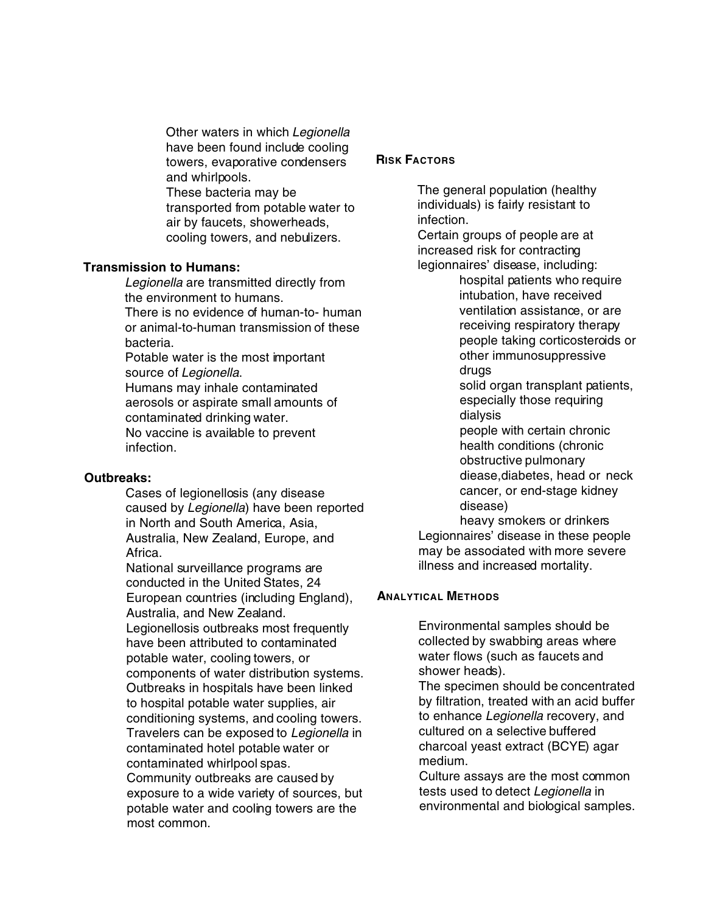Other waters in which *Legionella* have been found include cooling towers, evaporative condensers and whirlpools.

These bacteria may be transported from potable water to air by faucets, showerheads, cooling towers, and nebulizers.

**Transmission to Humans:**

*Legionella* are transmitted directly from the environment to humans.

There is no evidence of human-to- human or animal-to-human transmission of these bacteria.

Potable water is the most important source of *Legionella*.

Humans may inhale contaminated aerosols or aspirate small amounts of contaminated drinking water.

No vaccine is available to prevent infection.

**Outbreaks:**

Cases of legionellosis (any disease caused by *Legionella*) have been reported in North and South America, Asia, Australia, New Zealand, Europe, and Africa.

National surveillance programs are conducted in the United States, 24 European countries (including England), Australia, and New Zealand.

Legionellosis outbreaks most frequently have been attributed to contaminated potable water, cooling towers, or components of water distribution systems.

Outbreaks in hospitals have been linked to hospital potable water supplies, air conditioning systems, and cooling towers.

Travelers can be exposed to *Legionella* in contaminated hotel potable water or contaminated whirlpool spas.

Community outbreaks are caused by exposure to a wide variety of sources, but potable water and cooling towers are the most common.

## RISK FACTORS

The general population (healthy individuals) is fairly resistant to infection.

Certain groups of people are at increased risk for contracting legionnaires' disease, including:

- hospital patients who require intubation, have received ventilation assistance, or are receiving respiratory therapy
- people taking corticosteroids or other immunosuppressive drugs
- solid organ transplant patients, especially those requiring dialysis
- people with certain chronic health conditions (chronic obstructive pulmonary diease,diabetes, head or neck cancer, or end-stage kidney disease)
- heavy smokers or drinkers

Legionnaires' disease in these people may be associated with more severe illness and increased mortality.

## ANALYTICAL METHODS

Environmental samples should be collected by swabbing areas where water flows (such as faucets and shower heads).

The specimen should be concentrated by filtration, treated with an acid buffer to enhance *Legionella* recovery, and cultured on a selective buffered charcoal yeast extract (BCYE) agar medium.

Culture assays are the most common tests used to detect *Legionella* in environmental and biological samples.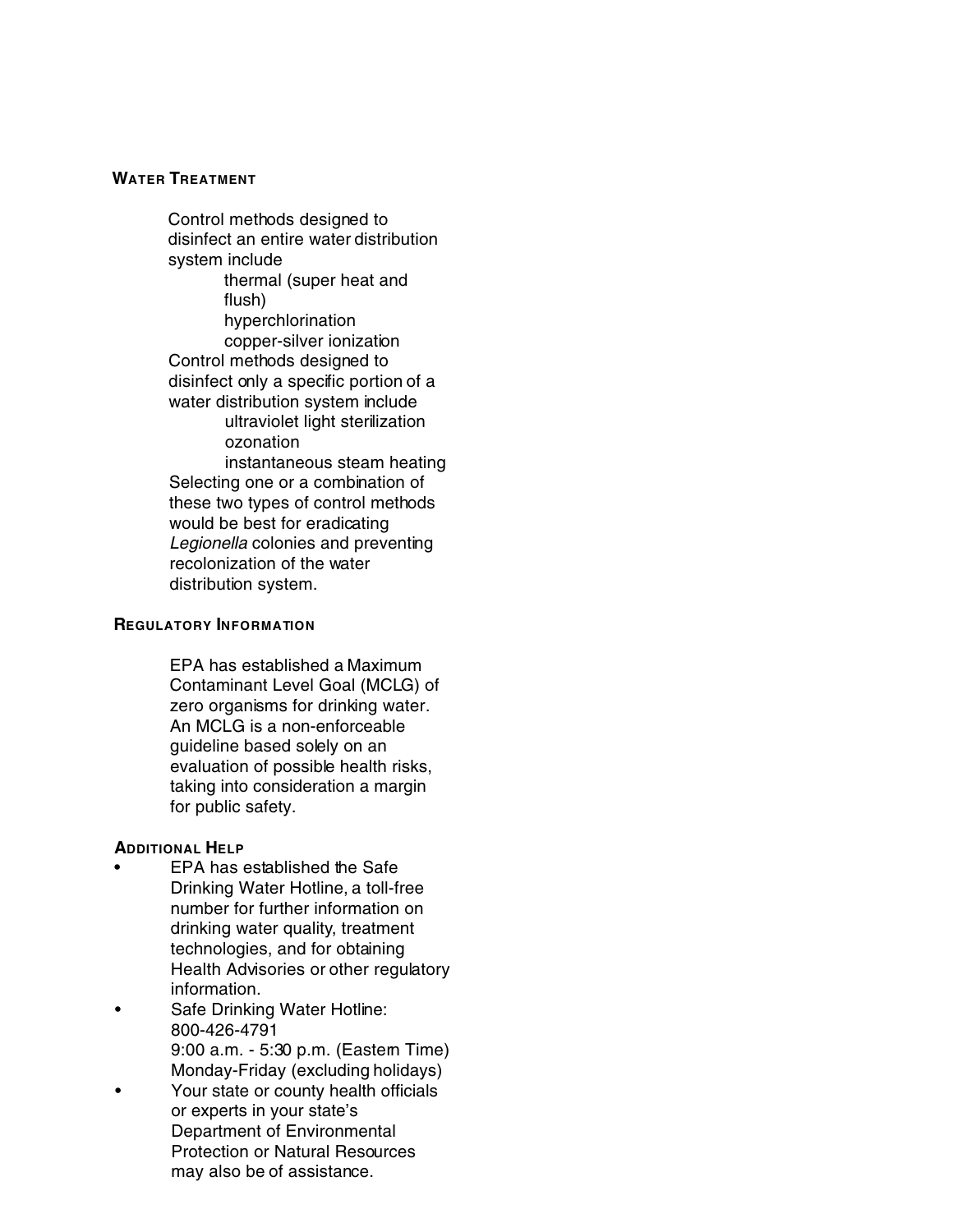## Water Treatment

Control methods designed to disinfect an entire water distribution system include

- thermal (super heat and flush)
- hyperchlorination
- copper-silver ionization

Control methods designed to disinfect only a specific portion of a water distribution system include

- ultraviolet light sterilization
- ozonation
- instantaneous steam heating

Selecting one or a combination of these two types of control methods would be best for eradicating *Legionella* colonies and preventing recolonization of the water distribution system.

## Regulatory Information

EPA has established a Maximum Contaminant Level Goal (MCLG) of zero organisms for drinking water. An MCLG is a non-enforceable guideline based solely on an evaluation of possible health risks, taking into consideration a margin for public safety.

## Additional Help

- EPA has established the Safe Drinking Water Hotline, a toll-free number for further information on drinking water quality, treatment technologies, and for obtaining Health Advisories or other regulatory information.
- Safe Drinking Water Hotline:
  800-426-4791
  9:00 a.m. - 5:30 p.m. (Eastern Time)
  Monday-Friday (excluding holidays)
- Your state or county health officials or experts in your state's Department of Environmental Protection or Natural Resources may also be of assistance.